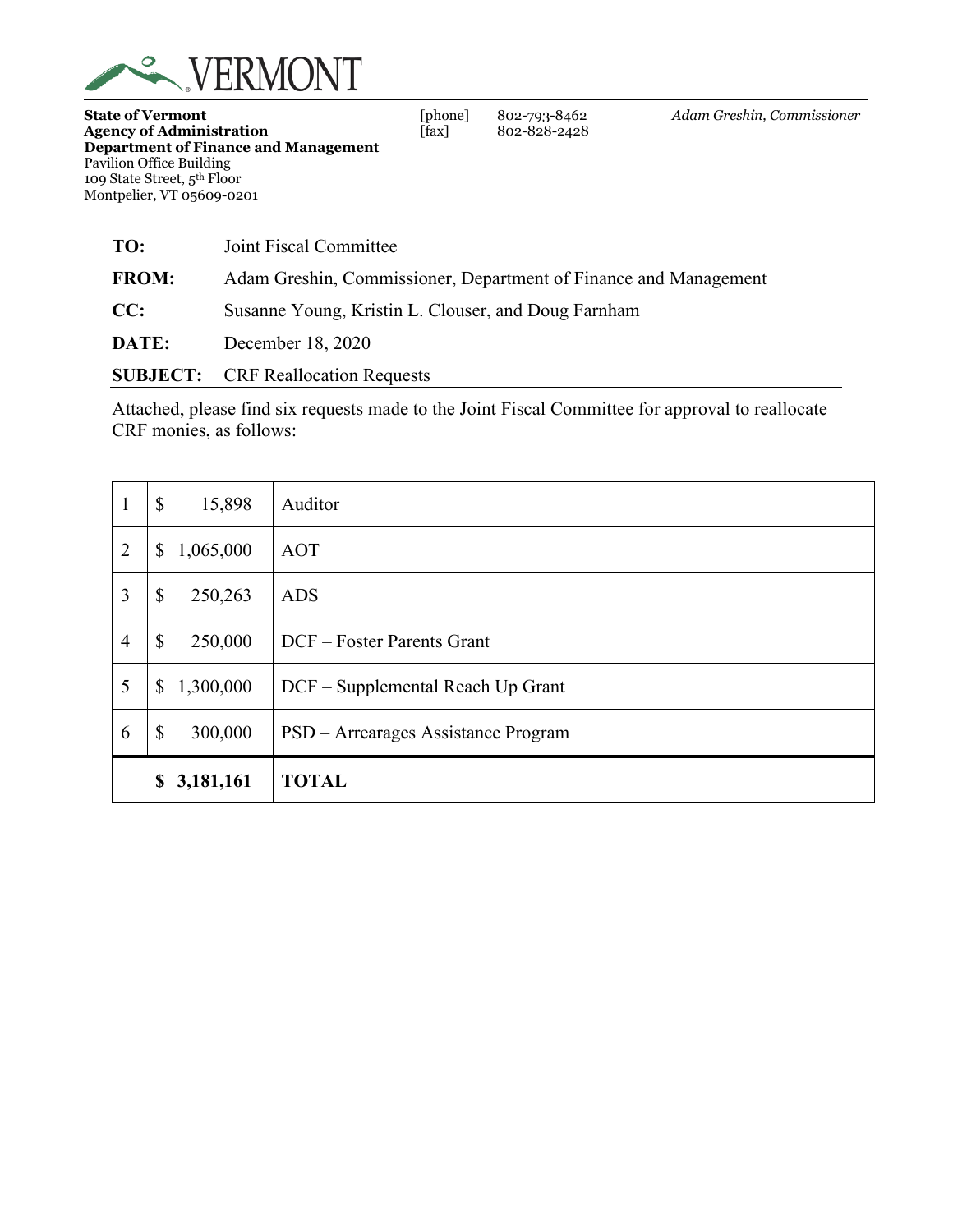VERMONT

**State of Vermont**
**Agency of Administration**
**Department of Finance and Management**
Pavilion Office Building
109 State Street, 5th Floor
Montpelier, VT 05609-0201

[phone] 802-793-8462
[fax] 802-828-2428

*Adam Greshin, Commissioner*

**TO:** Joint Fiscal Committee

**FROM:** Adam Greshin, Commissioner, Department of Finance and Management

**CC:** Susanne Young, Kristin L. Clouser, and Doug Farnham

**DATE:** December 18, 2020

**SUBJECT:** CRF Reallocation Requests

Attached, please find six requests made to the Joint Fiscal Committee for approval to reallocate CRF monies, as follows:

| | | |
|---|---|---|
| 1 | $ 15,898 | Auditor |
| 2 | $ 1,065,000 | AOT |
| 3 | $ 250,263 | ADS |
| 4 | $ 250,000 | DCF – Foster Parents Grant |
| 5 | $ 1,300,000 | DCF – Supplemental Reach Up Grant |
| 6 | $ 300,000 | PSD – Arrearages Assistance Program |
| | **$ 3,181,161** | **TOTAL** |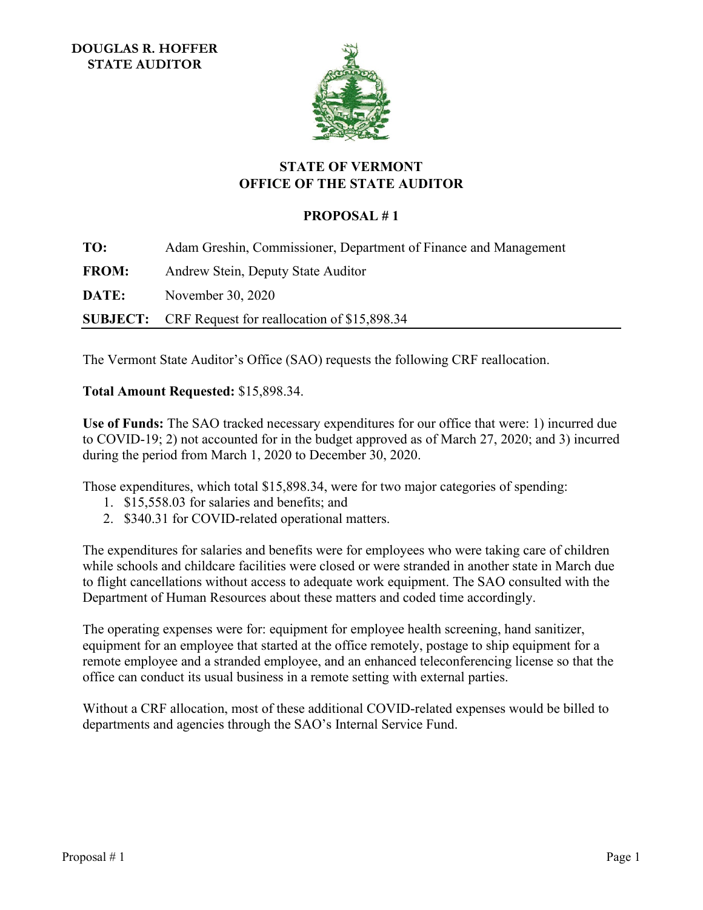**DOUGLAS R. HOFFER**
**STATE AUDITOR**

# STATE OF VERMONT
# OFFICE OF THE STATE AUDITOR

## PROPOSAL # 1

**TO:** Adam Greshin, Commissioner, Department of Finance and Management

**FROM:** Andrew Stein, Deputy State Auditor

**DATE:** November 30, 2020

**SUBJECT:** CRF Request for reallocation of $15,898.34

---

The Vermont State Auditor's Office (SAO) requests the following CRF reallocation.

**Total Amount Requested:** $15,898.34.

**Use of Funds:** The SAO tracked necessary expenditures for our office that were: 1) incurred due to COVID-19; 2) not accounted for in the budget approved as of March 27, 2020; and 3) incurred during the period from March 1, 2020 to December 30, 2020.

Those expenditures, which total $15,898.34, were for two major categories of spending:

1. $15,558.03 for salaries and benefits; and
2. $340.31 for COVID-related operational matters.

The expenditures for salaries and benefits were for employees who were taking care of children while schools and childcare facilities were closed or were stranded in another state in March due to flight cancellations without access to adequate work equipment. The SAO consulted with the Department of Human Resources about these matters and coded time accordingly.

The operating expenses were for: equipment for employee health screening, hand sanitizer, equipment for an employee that started at the office remotely, postage to ship equipment for a remote employee and a stranded employee, and an enhanced teleconferencing license so that the office can conduct its usual business in a remote setting with external parties.

Without a CRF allocation, most of these additional COVID-related expenses would be billed to departments and agencies through the SAO's Internal Service Fund.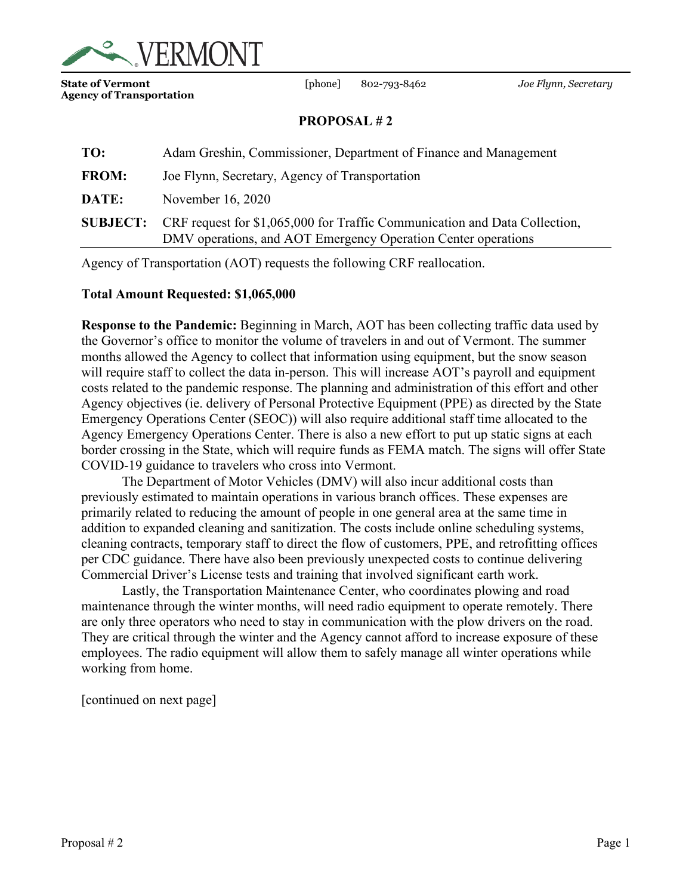VERMONT

**State of Vermont**
**Agency of Transportation**

[phone] 802-793-8462

*Joe Flynn, Secretary*

## PROPOSAL # 2

| | |
|---|---|
| **TO:** | Adam Greshin, Commissioner, Department of Finance and Management |
| **FROM:** | Joe Flynn, Secretary, Agency of Transportation |
| **DATE:** | November 16, 2020 |
| **SUBJECT:** | CRF request for $1,065,000 for Traffic Communication and Data Collection, DMV operations, and AOT Emergency Operation Center operations |

Agency of Transportation (AOT) requests the following CRF reallocation.

**Total Amount Requested: $1,065,000**

**Response to the Pandemic:** Beginning in March, AOT has been collecting traffic data used by the Governor's office to monitor the volume of travelers in and out of Vermont. The summer months allowed the Agency to collect that information using equipment, but the snow season will require staff to collect the data in-person. This will increase AOT's payroll and equipment costs related to the pandemic response. The planning and administration of this effort and other Agency objectives (ie. delivery of Personal Protective Equipment (PPE) as directed by the State Emergency Operations Center (SEOC)) will also require additional staff time allocated to the Agency Emergency Operations Center. There is also a new effort to put up static signs at each border crossing in the State, which will require funds as FEMA match. The signs will offer State COVID-19 guidance to travelers who cross into Vermont.

The Department of Motor Vehicles (DMV) will also incur additional costs than previously estimated to maintain operations in various branch offices. These expenses are primarily related to reducing the amount of people in one general area at the same time in addition to expanded cleaning and sanitization. The costs include online scheduling systems, cleaning contracts, temporary staff to direct the flow of customers, PPE, and retrofitting offices per CDC guidance. There have also been previously unexpected costs to continue delivering Commercial Driver's License tests and training that involved significant earth work.

Lastly, the Transportation Maintenance Center, who coordinates plowing and road maintenance through the winter months, will need radio equipment to operate remotely. There are only three operators who need to stay in communication with the plow drivers on the road. They are critical through the winter and the Agency cannot afford to increase exposure of these employees. The radio equipment will allow them to safely manage all winter operations while working from home.

[continued on next page]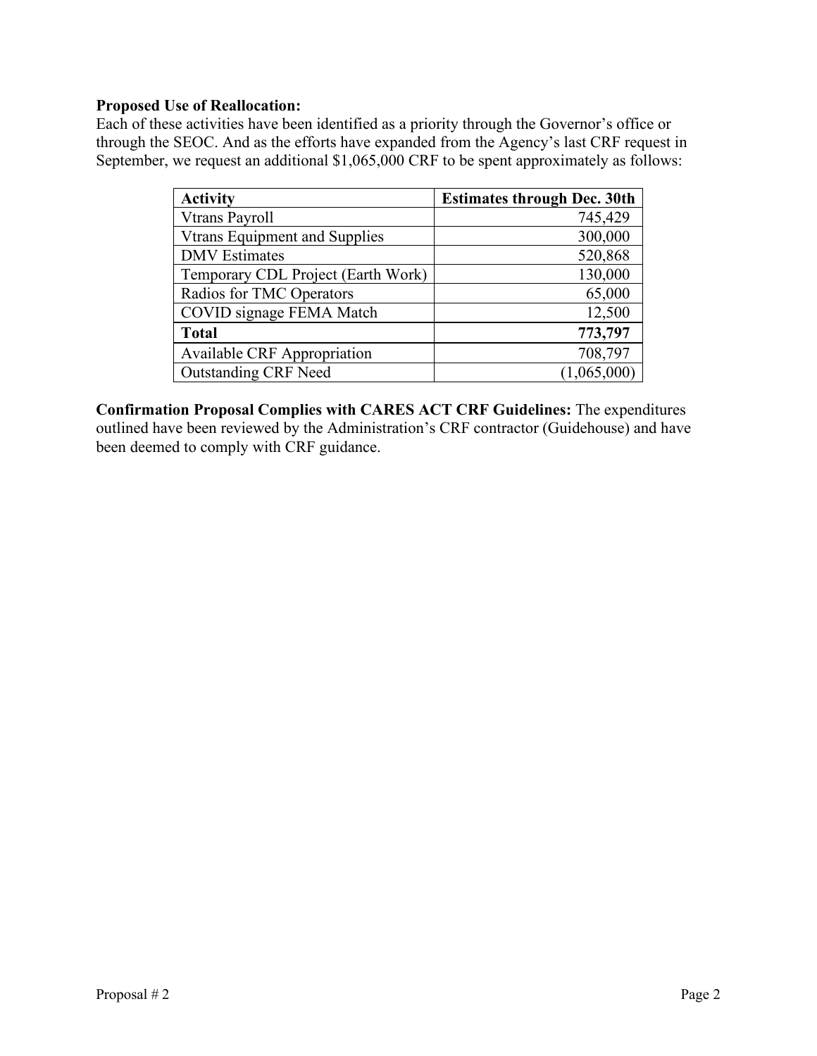**Proposed Use of Reallocation:**

Each of these activities have been identified as a priority through the Governor's office or through the SEOC. And as the efforts have expanded from the Agency's last CRF request in September, we request an additional $1,065,000 CRF to be spent approximately as follows:

| **Activity** | **Estimates through Dec. 30th** |
|---|---:|
| Vtrans Payroll | 745,429 |
| Vtrans Equipment and Supplies | 300,000 |
| DMV Estimates | 520,868 |
| Temporary CDL Project (Earth Work) | 130,000 |
| Radios for TMC Operators | 65,000 |
| COVID signage FEMA Match | 12,500 |
| **Total** | **773,797** |
| Available CRF Appropriation | 708,797 |
| Outstanding CRF Need | (1,065,000) |

**Confirmation Proposal Complies with CARES ACT CRF Guidelines:** The expenditures outlined have been reviewed by the Administration's CRF contractor (Guidehouse) and have been deemed to comply with CRF guidance.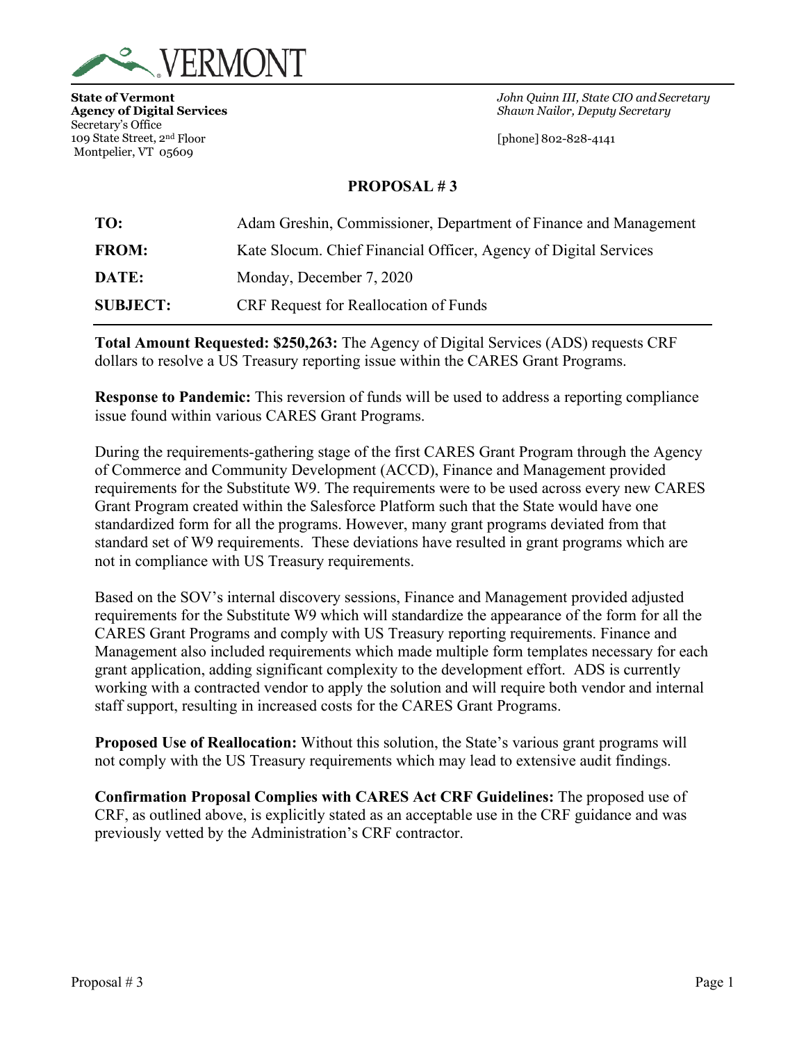**State of Vermont**
**Agency of Digital Services**
Secretary's Office
109 State Street, 2nd Floor
Montpelier, VT 05609

*John Quinn III, State CIO and Secretary*
*Shawn Nailor, Deputy Secretary*

[phone] 802-828-4141

## PROPOSAL # 3

| | |
|---|---|
| **TO:** | Adam Greshin, Commissioner, Department of Finance and Management |
| **FROM:** | Kate Slocum. Chief Financial Officer, Agency of Digital Services |
| **DATE:** | Monday, December 7, 2020 |
| **SUBJECT:** | CRF Request for Reallocation of Funds |

**Total Amount Requested: $250,263:** The Agency of Digital Services (ADS) requests CRF dollars to resolve a US Treasury reporting issue within the CARES Grant Programs.

**Response to Pandemic:** This reversion of funds will be used to address a reporting compliance issue found within various CARES Grant Programs.

During the requirements-gathering stage of the first CARES Grant Program through the Agency of Commerce and Community Development (ACCD), Finance and Management provided requirements for the Substitute W9. The requirements were to be used across every new CARES Grant Program created within the Salesforce Platform such that the State would have one standardized form for all the programs. However, many grant programs deviated from that standard set of W9 requirements. These deviations have resulted in grant programs which are not in compliance with US Treasury requirements.

Based on the SOV's internal discovery sessions, Finance and Management provided adjusted requirements for the Substitute W9 which will standardize the appearance of the form for all the CARES Grant Programs and comply with US Treasury reporting requirements. Finance and Management also included requirements which made multiple form templates necessary for each grant application, adding significant complexity to the development effort. ADS is currently working with a contracted vendor to apply the solution and will require both vendor and internal staff support, resulting in increased costs for the CARES Grant Programs.

**Proposed Use of Reallocation:** Without this solution, the State's various grant programs will not comply with the US Treasury requirements which may lead to extensive audit findings.

**Confirmation Proposal Complies with CARES Act CRF Guidelines:** The proposed use of CRF, as outlined above, is explicitly stated as an acceptable use in the CRF guidance and was previously vetted by the Administration's CRF contractor.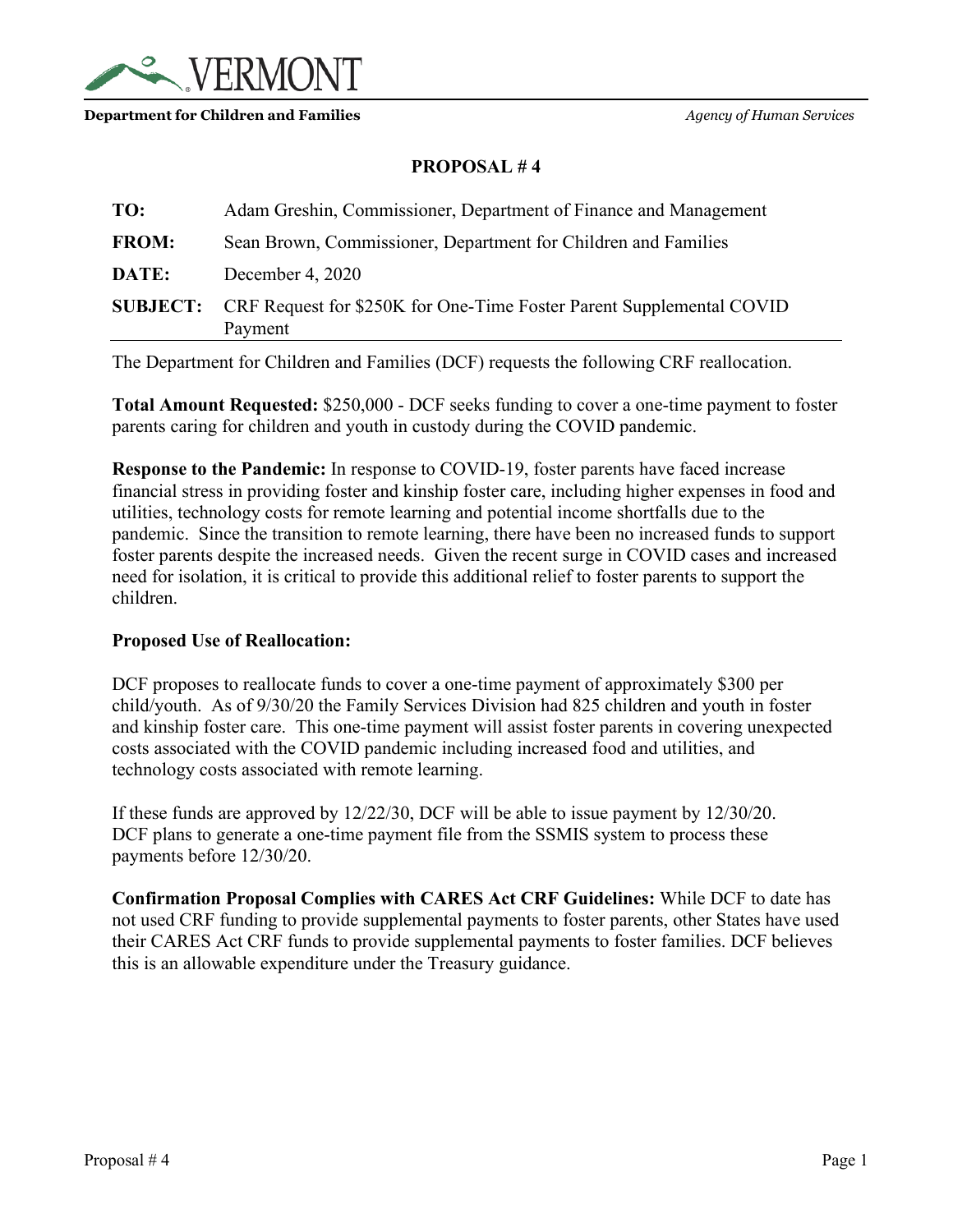VERMONT

**Department for Children and Families** *Agency of Human Services*

## PROPOSAL # 4

| | |
|---|---|
| **TO:** | Adam Greshin, Commissioner, Department of Finance and Management |
| **FROM:** | Sean Brown, Commissioner, Department for Children and Families |
| **DATE:** | December 4, 2020 |
| **SUBJECT:** | CRF Request for $250K for One-Time Foster Parent Supplemental COVID Payment |

The Department for Children and Families (DCF) requests the following CRF reallocation.

**Total Amount Requested:** $250,000 - DCF seeks funding to cover a one-time payment to foster parents caring for children and youth in custody during the COVID pandemic.

**Response to the Pandemic:** In response to COVID-19, foster parents have faced increase financial stress in providing foster and kinship foster care, including higher expenses in food and utilities, technology costs for remote learning and potential income shortfalls due to the pandemic. Since the transition to remote learning, there have been no increased funds to support foster parents despite the increased needs. Given the recent surge in COVID cases and increased need for isolation, it is critical to provide this additional relief to foster parents to support the children.

**Proposed Use of Reallocation:**

DCF proposes to reallocate funds to cover a one-time payment of approximately $300 per child/youth. As of 9/30/20 the Family Services Division had 825 children and youth in foster and kinship foster care. This one-time payment will assist foster parents in covering unexpected costs associated with the COVID pandemic including increased food and utilities, and technology costs associated with remote learning.

If these funds are approved by 12/22/30, DCF will be able to issue payment by 12/30/20. DCF plans to generate a one-time payment file from the SSMIS system to process these payments before 12/30/20.

**Confirmation Proposal Complies with CARES Act CRF Guidelines:** While DCF to date has not used CRF funding to provide supplemental payments to foster parents, other States have used their CARES Act CRF funds to provide supplemental payments to foster families. DCF believes this is an allowable expenditure under the Treasury guidance.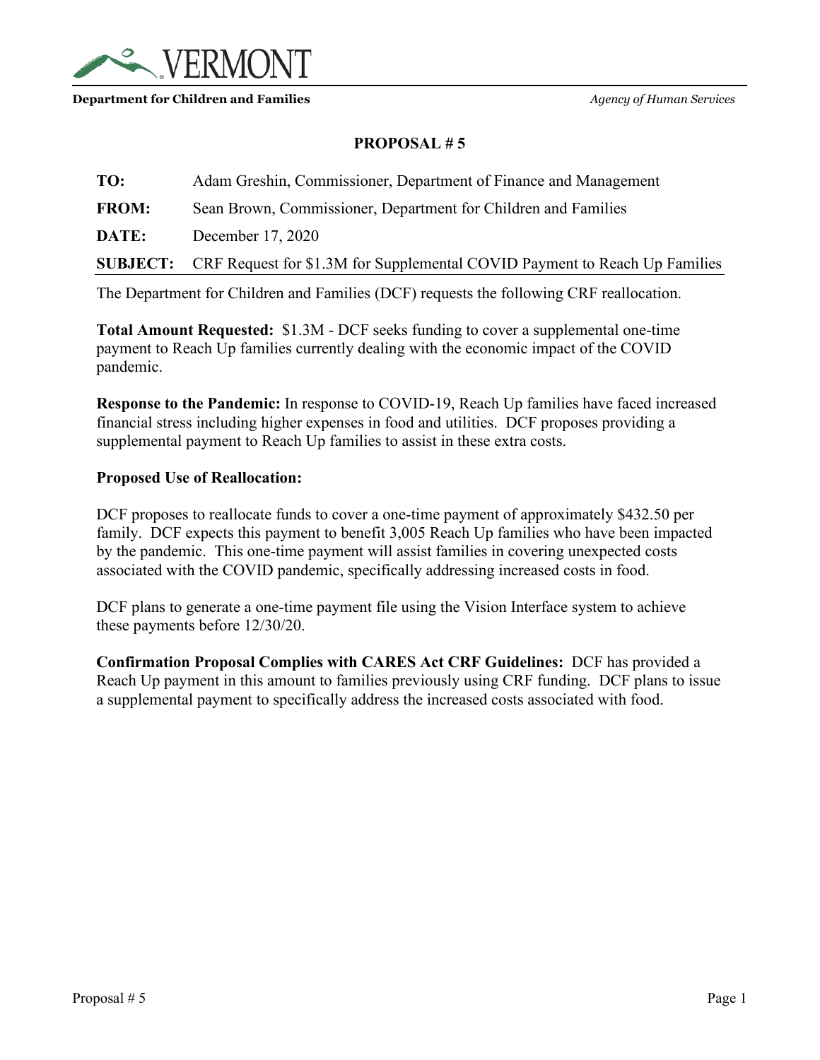VERMONT

**Department for Children and Families** *Agency of Human Services*

## PROPOSAL # 5

| | |
|---|---|
| **TO:** | Adam Greshin, Commissioner, Department of Finance and Management |
| **FROM:** | Sean Brown, Commissioner, Department for Children and Families |
| **DATE:** | December 17, 2020 |
| **SUBJECT:** | CRF Request for $1.3M for Supplemental COVID Payment to Reach Up Families |

The Department for Children and Families (DCF) requests the following CRF reallocation.

**Total Amount Requested:** $1.3M - DCF seeks funding to cover a supplemental one-time payment to Reach Up families currently dealing with the economic impact of the COVID pandemic.

**Response to the Pandemic:** In response to COVID-19, Reach Up families have faced increased financial stress including higher expenses in food and utilities. DCF proposes providing a supplemental payment to Reach Up families to assist in these extra costs.

**Proposed Use of Reallocation:**

DCF proposes to reallocate funds to cover a one-time payment of approximately $432.50 per family. DCF expects this payment to benefit 3,005 Reach Up families who have been impacted by the pandemic. This one-time payment will assist families in covering unexpected costs associated with the COVID pandemic, specifically addressing increased costs in food.

DCF plans to generate a one-time payment file using the Vision Interface system to achieve these payments before 12/30/20.

**Confirmation Proposal Complies with CARES Act CRF Guidelines:** DCF has provided a Reach Up payment in this amount to families previously using CRF funding. DCF plans to issue a supplemental payment to specifically address the increased costs associated with food.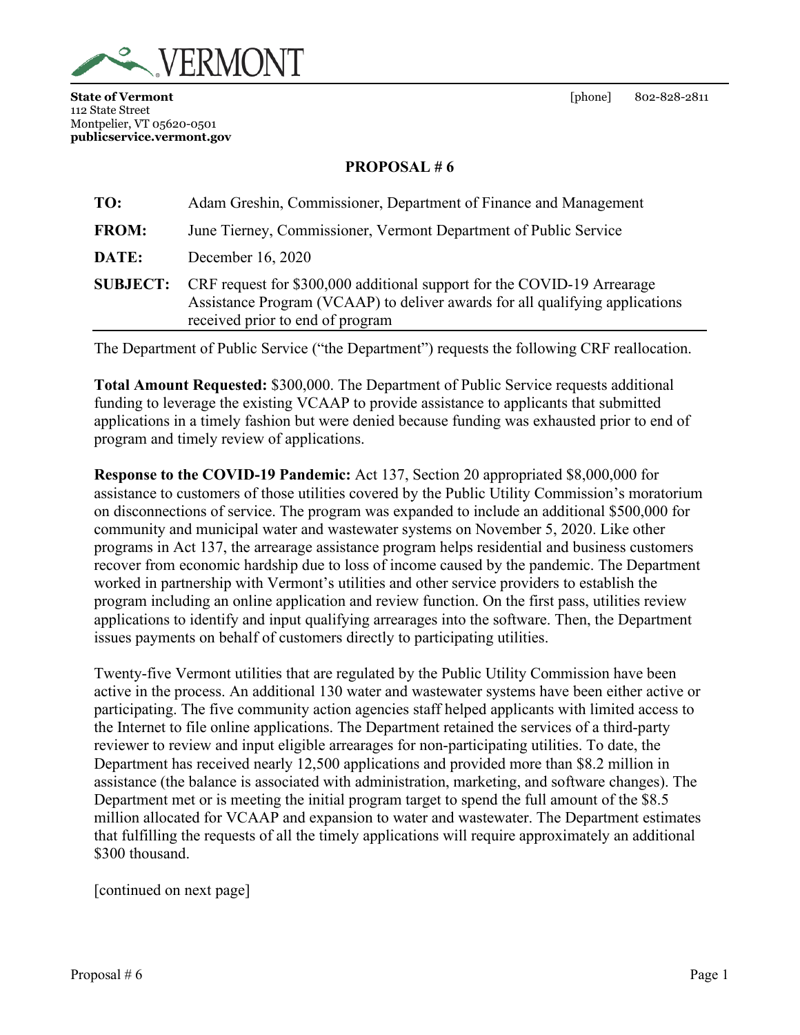**State of Vermont**
112 State Street
Montpelier, VT 05620-0501
**publicservice.vermont.gov**

[phone] 802-828-2811

**PROPOSAL # 6**

| | |
|---|---|
| **TO:** | Adam Greshin, Commissioner, Department of Finance and Management |
| **FROM:** | June Tierney, Commissioner, Vermont Department of Public Service |
| **DATE:** | December 16, 2020 |
| **SUBJECT:** | CRF request for $300,000 additional support for the COVID-19 Arrearage Assistance Program (VCAAP) to deliver awards for all qualifying applications received prior to end of program |

The Department of Public Service ("the Department") requests the following CRF reallocation.

**Total Amount Requested:** $300,000. The Department of Public Service requests additional funding to leverage the existing VCAAP to provide assistance to applicants that submitted applications in a timely fashion but were denied because funding was exhausted prior to end of program and timely review of applications.

**Response to the COVID-19 Pandemic:** Act 137, Section 20 appropriated $8,000,000 for assistance to customers of those utilities covered by the Public Utility Commission's moratorium on disconnections of service. The program was expanded to include an additional $500,000 for community and municipal water and wastewater systems on November 5, 2020. Like other programs in Act 137, the arrearage assistance program helps residential and business customers recover from economic hardship due to loss of income caused by the pandemic. The Department worked in partnership with Vermont's utilities and other service providers to establish the program including an online application and review function. On the first pass, utilities review applications to identify and input qualifying arrearages into the software. Then, the Department issues payments on behalf of customers directly to participating utilities.

Twenty-five Vermont utilities that are regulated by the Public Utility Commission have been active in the process. An additional 130 water and wastewater systems have been either active or participating. The five community action agencies staff helped applicants with limited access to the Internet to file online applications. The Department retained the services of a third-party reviewer to review and input eligible arrearages for non-participating utilities. To date, the Department has received nearly 12,500 applications and provided more than $8.2 million in assistance (the balance is associated with administration, marketing, and software changes). The Department met or is meeting the initial program target to spend the full amount of the $8.5 million allocated for VCAAP and expansion to water and wastewater. The Department estimates that fulfilling the requests of all the timely applications will require approximately an additional $300 thousand.

[continued on next page]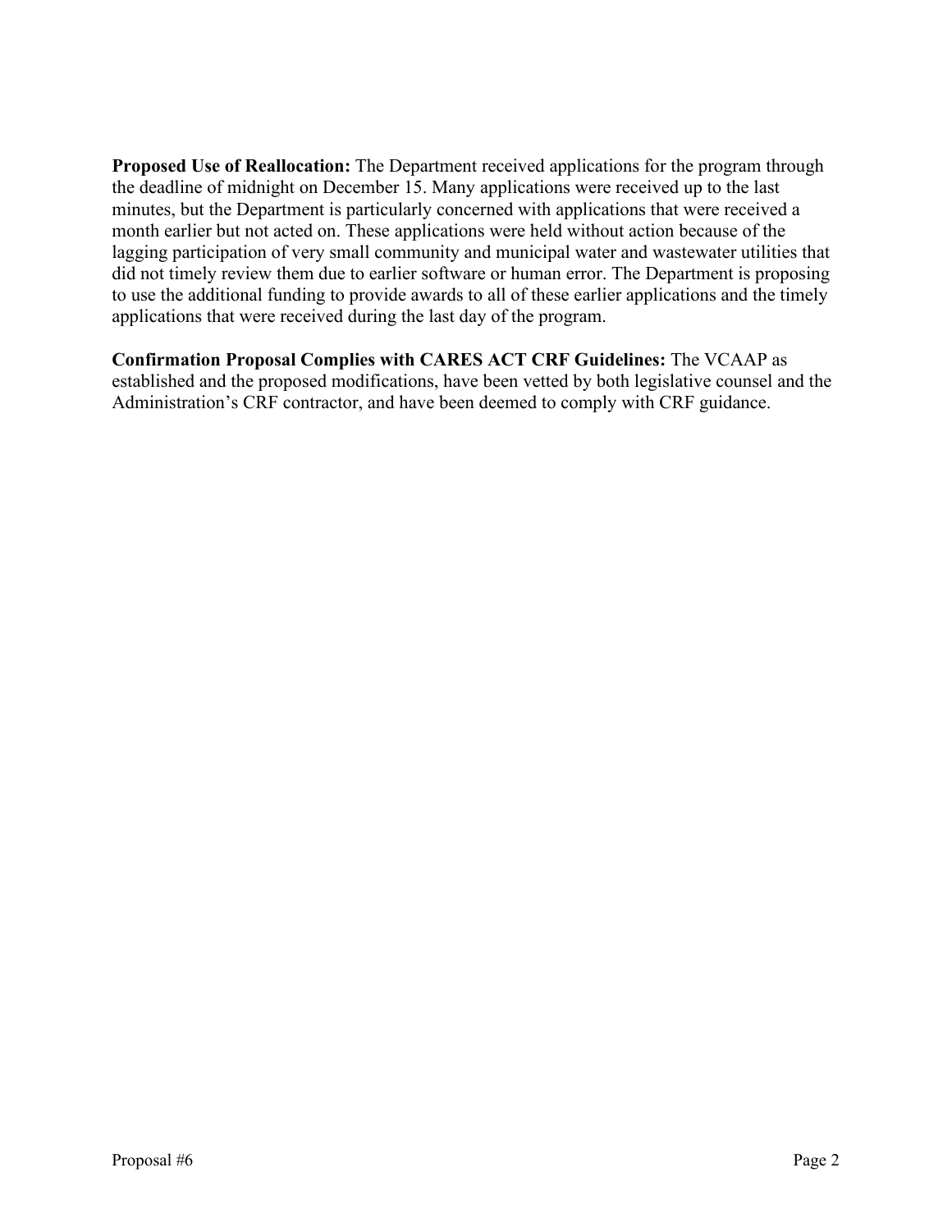**Proposed Use of Reallocation:** The Department received applications for the program through the deadline of midnight on December 15. Many applications were received up to the last minutes, but the Department is particularly concerned with applications that were received a month earlier but not acted on. These applications were held without action because of the lagging participation of very small community and municipal water and wastewater utilities that did not timely review them due to earlier software or human error. The Department is proposing to use the additional funding to provide awards to all of these earlier applications and the timely applications that were received during the last day of the program.

**Confirmation Proposal Complies with CARES ACT CRF Guidelines:** The VCAAP as established and the proposed modifications, have been vetted by both legislative counsel and the Administration's CRF contractor, and have been deemed to comply with CRF guidance.